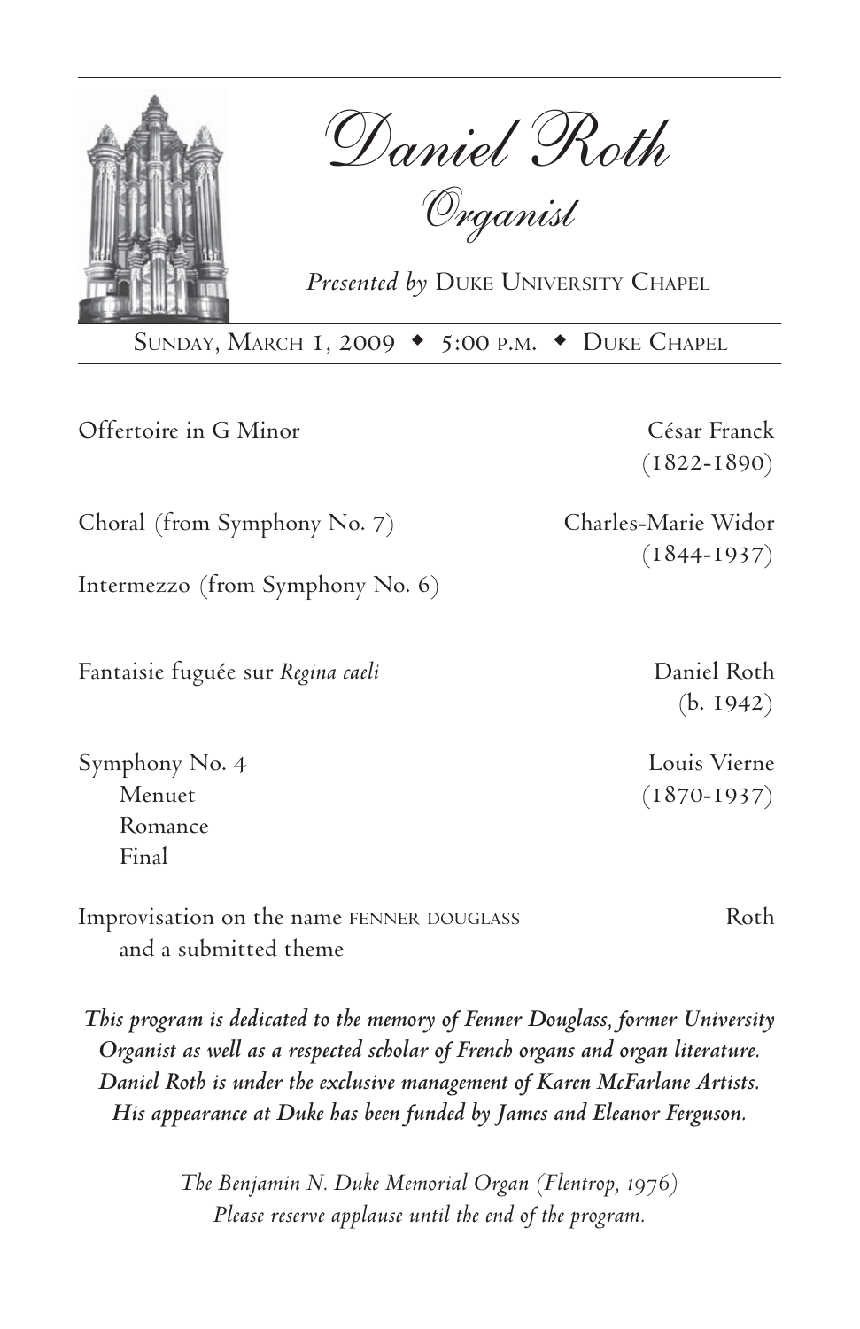# Daniel Roth

## Organist

*Presented by* Duke University Chapel

Sunday, March 1, 2009 ◆ 5:00 p.m. ◆ Duke Chapel

Offertoire in G Minor — César Franck (1822-1890)

Choral (from Symphony No. 7) — Charles-Marie Widor (1844-1937)

Intermezzo (from Symphony No. 6)

Fantaisie fuguée sur *Regina caeli* — Daniel Roth (b. 1942)

Symphony No. 4 — Louis Vierne (1870-1937)

- Menuet
- Romance
- Final

Improvisation on the name FENNER DOUGLASS and a submitted theme — Roth

***This program is dedicated to the memory of Fenner Douglass, former University Organist as well as a respected scholar of French organs and organ literature. Daniel Roth is under the exclusive management of Karen McFarlane Artists. His appearance at Duke has been funded by James and Eleanor Ferguson.***

*The Benjamin N. Duke Memorial Organ (Flentrop, 1976)*
*Please reserve applause until the end of the program.*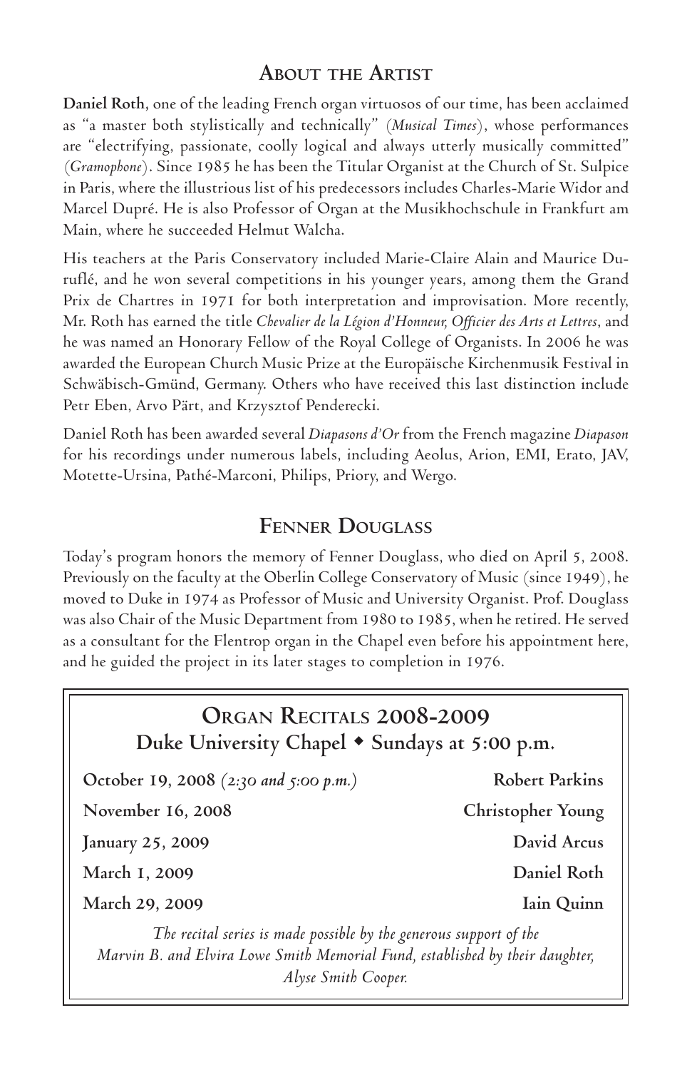## About the Artist

**Daniel Roth**, one of the leading French organ virtuosos of our time, has been acclaimed as "a master both stylistically and technically" (*Musical Times*), whose performances are "electrifying, passionate, coolly logical and always utterly musically committed" (*Gramophone*). Since 1985 he has been the Titular Organist at the Church of St. Sulpice in Paris, where the illustrious list of his predecessors includes Charles-Marie Widor and Marcel Dupré. He is also Professor of Organ at the Musikhochschule in Frankfurt am Main, where he succeeded Helmut Walcha.

His teachers at the Paris Conservatory included Marie-Claire Alain and Maurice Duruflé, and he won several competitions in his younger years, among them the Grand Prix de Chartres in 1971 for both interpretation and improvisation. More recently, Mr. Roth has earned the title *Chevalier de la Légion d'Honneur, Officier des Arts et Lettres*, and he was named an Honorary Fellow of the Royal College of Organists. In 2006 he was awarded the European Church Music Prize at the Europäische Kirchenmusik Festival in Schwäbisch-Gmünd, Germany. Others who have received this last distinction include Petr Eben, Arvo Pärt, and Krzysztof Penderecki.

Daniel Roth has been awarded several *Diapasons d'Or* from the French magazine *Diapason* for his recordings under numerous labels, including Aeolus, Arion, EMI, Erato, JAV, Motette-Ursina, Pathé-Marconi, Philips, Priory, and Wergo.

## Fenner Douglass

Today's program honors the memory of Fenner Douglass, who died on April 5, 2008. Previously on the faculty at the Oberlin College Conservatory of Music (since 1949), he moved to Duke in 1974 as Professor of Music and University Organist. Prof. Douglass was also Chair of the Music Department from 1980 to 1985, when he retired. He served as a consultant for the Flentrop organ in the Chapel even before his appointment here, and he guided the project in its later stages to completion in 1976.

## Organ Recitals 2008-2009

**Duke University Chapel ◆ Sundays at 5:00 p.m.**

| | |
|---|---|
| **October 19, 2008** *(2:30 and 5:00 p.m.)* | **Robert Parkins** |
| **November 16, 2008** | **Christopher Young** |
| **January 25, 2009** | **David Arcus** |
| **March 1, 2009** | **Daniel Roth** |
| **March 29, 2009** | **Iain Quinn** |

*The recital series is made possible by the generous support of the Marvin B. and Elvira Lowe Smith Memorial Fund, established by their daughter, Alyse Smith Cooper.*